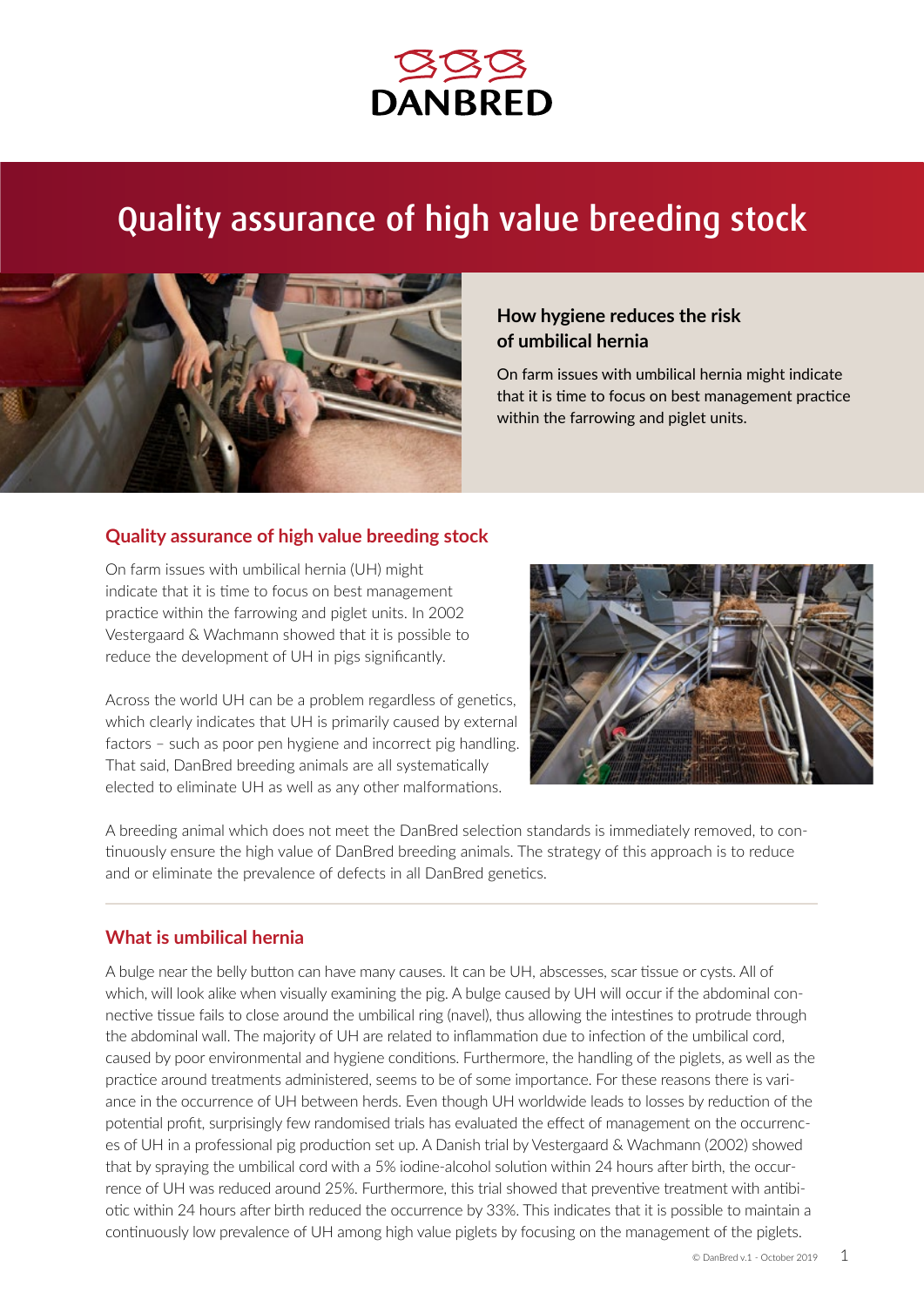DANBRED

# Quality assurance of high value breeding stock

### How hygiene reduces the risk of umbilical hernia

On farm issues with umbilical hernia might indicate that it is time to focus on best management practice within the farrowing and piglet units.

## Quality assurance of high value breeding stock

On farm issues with umbilical hernia (UH) might indicate that it is time to focus on best management practice within the farrowing and piglet units. In 2002 Vestergaard & Wachmann showed that it is possible to reduce the development of UH in pigs significantly.

Across the world UH can be a problem regardless of genetics, which clearly indicates that UH is primarily caused by external factors – such as poor pen hygiene and incorrect pig handling. That said, DanBred breeding animals are all systematically elected to eliminate UH as well as any other malformations.

A breeding animal which does not meet the DanBred selection standards is immediately removed, to continuously ensure the high value of DanBred breeding animals. The strategy of this approach is to reduce and or eliminate the prevalence of defects in all DanBred genetics.

## What is umbilical hernia

A bulge near the belly button can have many causes. It can be UH, abscesses, scar tissue or cysts. All of which, will look alike when visually examining the pig. A bulge caused by UH will occur if the abdominal connective tissue fails to close around the umbilical ring (navel), thus allowing the intestines to protrude through the abdominal wall. The majority of UH are related to inflammation due to infection of the umbilical cord, caused by poor environmental and hygiene conditions. Furthermore, the handling of the piglets, as well as the practice around treatments administered, seems to be of some importance. For these reasons there is variance in the occurrence of UH between herds. Even though UH worldwide leads to losses by reduction of the potential profit, surprisingly few randomised trials has evaluated the effect of management on the occurrences of UH in a professional pig production set up. A Danish trial by Vestergaard & Wachmann (2002) showed that by spraying the umbilical cord with a 5% iodine-alcohol solution within 24 hours after birth, the occurrence of UH was reduced around 25%. Furthermore, this trial showed that preventive treatment with antibiotic within 24 hours after birth reduced the occurrence by 33%. This indicates that it is possible to maintain a continuously low prevalence of UH among high value piglets by focusing on the management of the piglets.

© DanBred v.1 - October 2019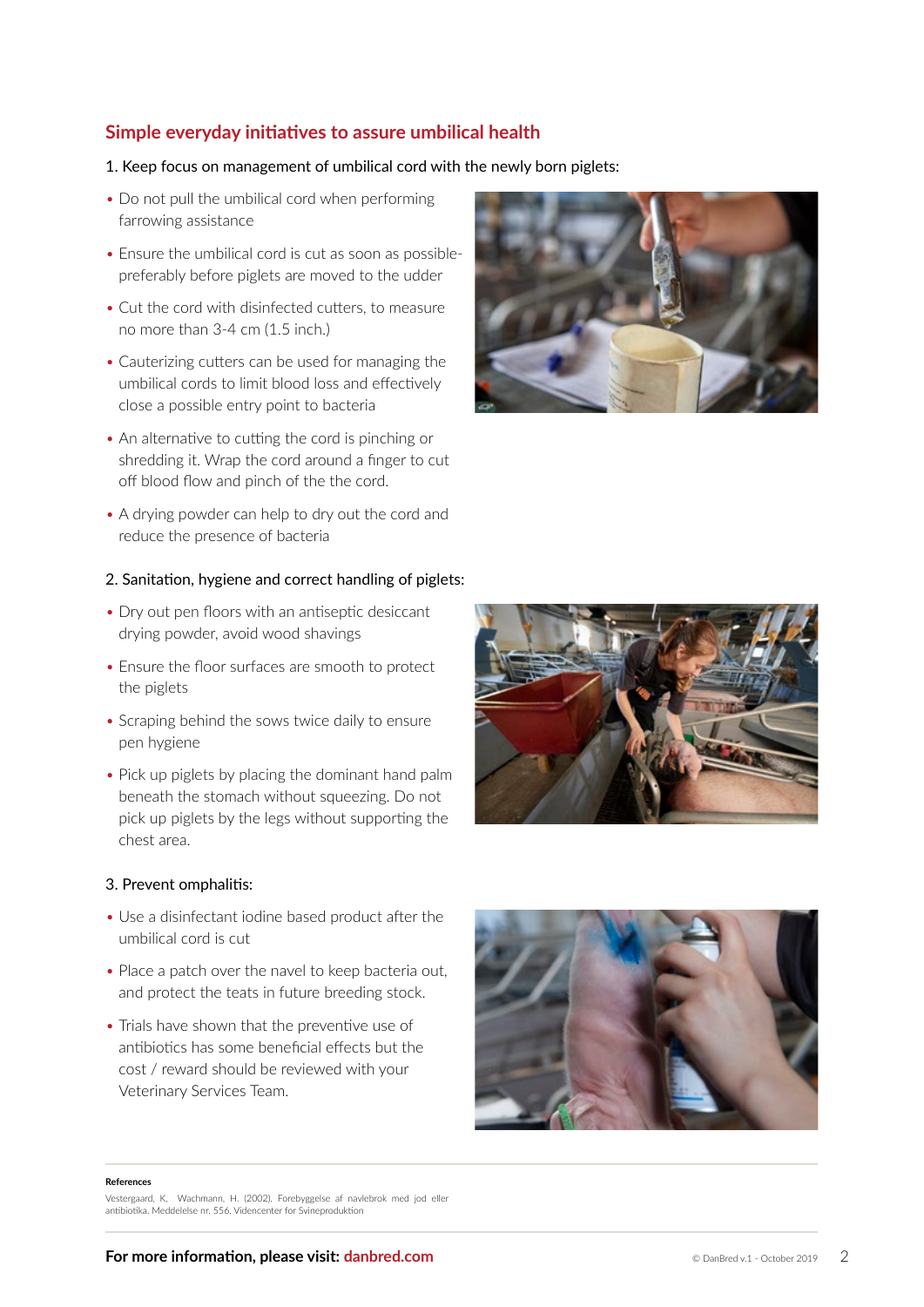## Simple everyday initiatives to assure umbilical health

1. Keep focus on management of umbilical cord with the newly born piglets:

- Do not pull the umbilical cord when performing farrowing assistance
- Ensure the umbilical cord is cut as soon as possible-preferably before piglets are moved to the udder
- Cut the cord with disinfected cutters, to measure no more than 3-4 cm (1.5 inch.)
- Cauterizing cutters can be used for managing the umbilical cords to limit blood loss and effectively close a possible entry point to bacteria
- An alternative to cutting the cord is pinching or shredding it. Wrap the cord around a finger to cut off blood flow and pinch of the the cord.
- A drying powder can help to dry out the cord and reduce the presence of bacteria

2. Sanitation, hygiene and correct handling of piglets:

- Dry out pen floors with an antiseptic desiccant drying powder, avoid wood shavings
- Ensure the floor surfaces are smooth to protect the piglets
- Scraping behind the sows twice daily to ensure pen hygiene
- Pick up piglets by placing the dominant hand palm beneath the stomach without squeezing. Do not pick up piglets by the legs without supporting the chest area.

3. Prevent omphalitis:

- Use a disinfectant iodine based product after the umbilical cord is cut
- Place a patch over the navel to keep bacteria out, and protect the teats in future breeding stock.
- Trials have shown that the preventive use of antibiotics has some beneficial effects but the cost / reward should be reviewed with your Veterinary Services Team.

**References**

Vestergaard, K, Wachmann, H. (2002). Forebyggelse af navlebrok med jod eller antibiotika. Meddelelse nr. 556, Videncenter for Svineproduktion

**For more information, please visit: danbred.com**

© DanBred v.1 - October 2019